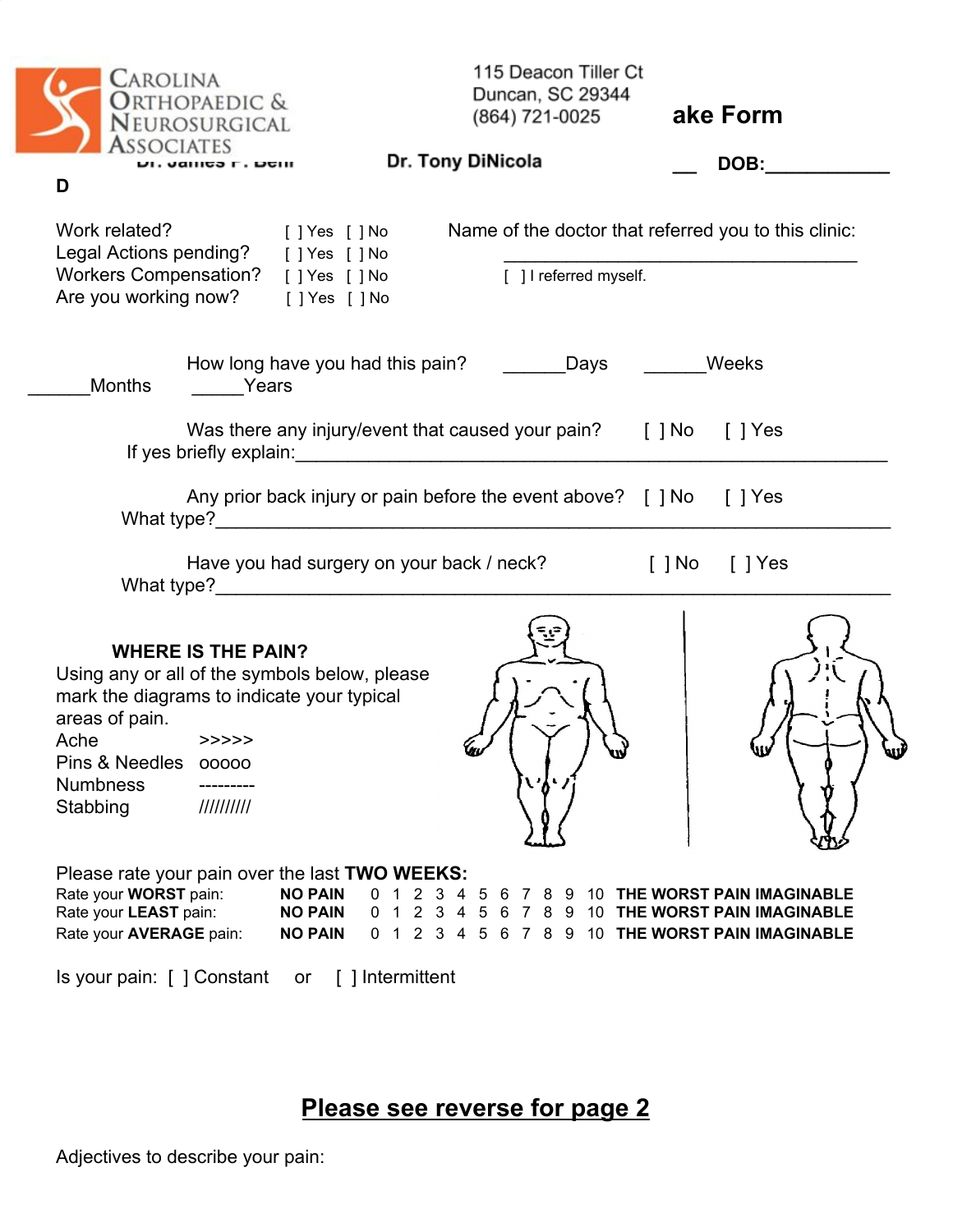CAROLINA ORTHOPAEDIC & NEUROSURGICAL ASSOCIATES

115 Deacon Tiller Ct
Duncan, SC 29344
(864) 721-0025

ake Form

Dr. James F. Bell D    Dr. Tony DiNicola    __ DOB:____________

Work related? [ ] Yes [ ] No
Legal Actions pending? [ ] Yes [ ] No
Workers Compensation? [ ] Yes [ ] No
Are you working now? [ ] Yes [ ] No

Name of the doctor that referred you to this clinic: ___________________________________

[ ] I referred myself.

How long have you had this pain? ______Days ______Weeks ______Months _____Years

Was there any injury/event that caused your pain? [ ] No [ ] Yes
If yes briefly explain:_____________________________________________________________

Any prior back injury or pain before the event above? [ ] No [ ] Yes
What type?_________________________________________________________________

Have you had surgery on your back / neck? [ ] No [ ] Yes
What type?_________________________________________________________________

**WHERE IS THE PAIN?**

Using any or all of the symbols below, please mark the diagrams to indicate your typical areas of pain.

| | |
|---|---|
| Ache | >>>>> |
| Pins & Needles | ooooo |
| Numbness | --------- |
| Stabbing | ///////// |

Please rate your pain over the last **TWO WEEKS:**

| | | | | | | | | | | | | | |
|---|---|---|---|---|---|---|---|---|---|---|---|---|---|
| Rate your **WORST** pain: | **NO PAIN** | 0 | 1 | 2 | 3 | 4 | 5 | 6 | 7 | 8 | 9 | 10 | **THE WORST PAIN IMAGINABLE** |
| Rate your **LEAST** pain: | **NO PAIN** | 0 | 1 | 2 | 3 | 4 | 5 | 6 | 7 | 8 | 9 | 10 | **THE WORST PAIN IMAGINABLE** |
| Rate your **AVERAGE** pain: | **NO PAIN** | 0 | 1 | 2 | 3 | 4 | 5 | 6 | 7 | 8 | 9 | 10 | **THE WORST PAIN IMAGINABLE** |

Is your pain: [ ] Constant or [ ] Intermittent

**Please see reverse for page 2**

Adjectives to describe your pain: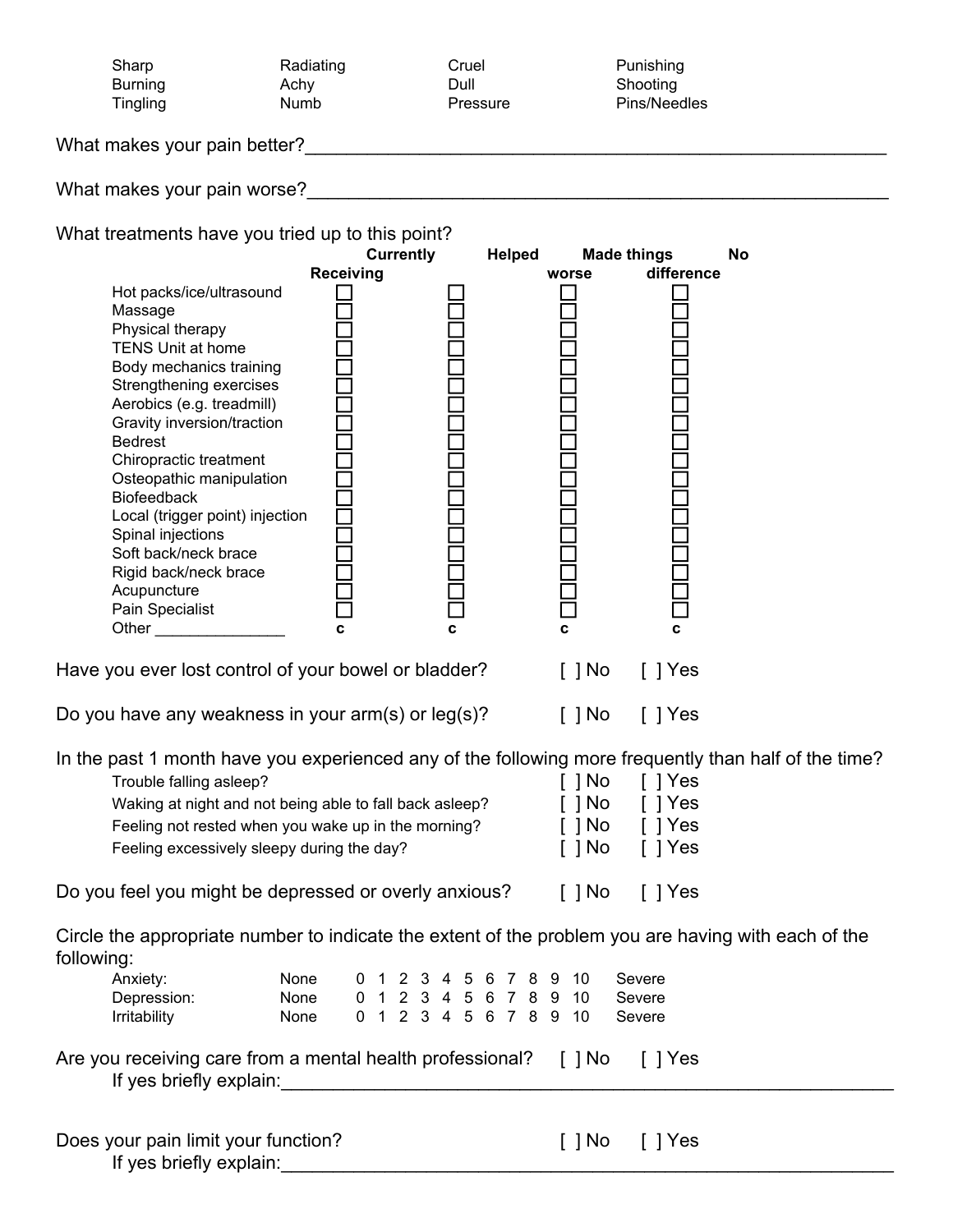| | | | |
|---|---|---|---|
| Sharp | Radiating | Cruel | Punishing |
| Burning | Achy | Dull | Shooting |
| Tingling | Numb | Pressure | Pins/Needles |

What makes your pain better?___________________________________________________________

What makes your pain worse?___________________________________________________________

What treatments have you tried up to this point?

| | Currently Receiving | Helped | Made things worse | No difference |
|---|---|---|---|---|
| Hot packs/ice/ultrasound | ☐ | ☐ | ☐ | ☐ |
| Massage | ☐ | ☐ | ☐ | ☐ |
| Physical therapy | ☐ | ☐ | ☐ | ☐ |
| TENS Unit at home | ☐ | ☐ | ☐ | ☐ |
| Body mechanics training | ☐ | ☐ | ☐ | ☐ |
| Strengthening exercises | ☐ | ☐ | ☐ | ☐ |
| Aerobics (e.g. treadmill) | ☐ | ☐ | ☐ | ☐ |
| Gravity inversion/traction | ☐ | ☐ | ☐ | ☐ |
| Bedrest | ☐ | ☐ | ☐ | ☐ |
| Chiropractic treatment | ☐ | ☐ | ☐ | ☐ |
| Osteopathic manipulation | ☐ | ☐ | ☐ | ☐ |
| Biofeedback | ☐ | ☐ | ☐ | ☐ |
| Local (trigger point) injection | ☐ | ☐ | ☐ | ☐ |
| Spinal injections | ☐ | ☐ | ☐ | ☐ |
| Soft back/neck brace | ☐ | ☐ | ☐ | ☐ |
| Rigid back/neck brace | ☐ | ☐ | ☐ | ☐ |
| Acupuncture | ☐ | ☐ | ☐ | ☐ |
| Pain Specialist | ☐ | ☐ | ☐ | ☐ |
| Other _______________ | c | c | c | c |

Have you ever lost control of your bowel or bladder? [ ] No [ ] Yes

Do you have any weakness in your arm(s) or leg(s)? [ ] No [ ] Yes

In the past 1 month have you experienced any of the following more frequently than half of the time?

- Trouble falling asleep? [ ] No [ ] Yes
- Waking at night and not being able to fall back asleep? [ ] No [ ] Yes
- Feeling not rested when you wake up in the morning? [ ] No [ ] Yes
- Feeling excessively sleepy during the day? [ ] No [ ] Yes

Do you feel you might be depressed or overly anxious? [ ] No [ ] Yes

Circle the appropriate number to indicate the extent of the problem you are having with each of the following:

| | | | |
|---|---|---|---|
| Anxiety: | None | 0 1 2 3 4 5 6 7 8 9 10 | Severe |
| Depression: | None | 0 1 2 3 4 5 6 7 8 9 10 | Severe |
| Irritability | None | 0 1 2 3 4 5 6 7 8 9 10 | Severe |

Are you receiving care from a mental health professional? [ ] No [ ] Yes

If yes briefly explain:___________________________________________________________

Does your pain limit your function? [ ] No [ ] Yes

If yes briefly explain:___________________________________________________________